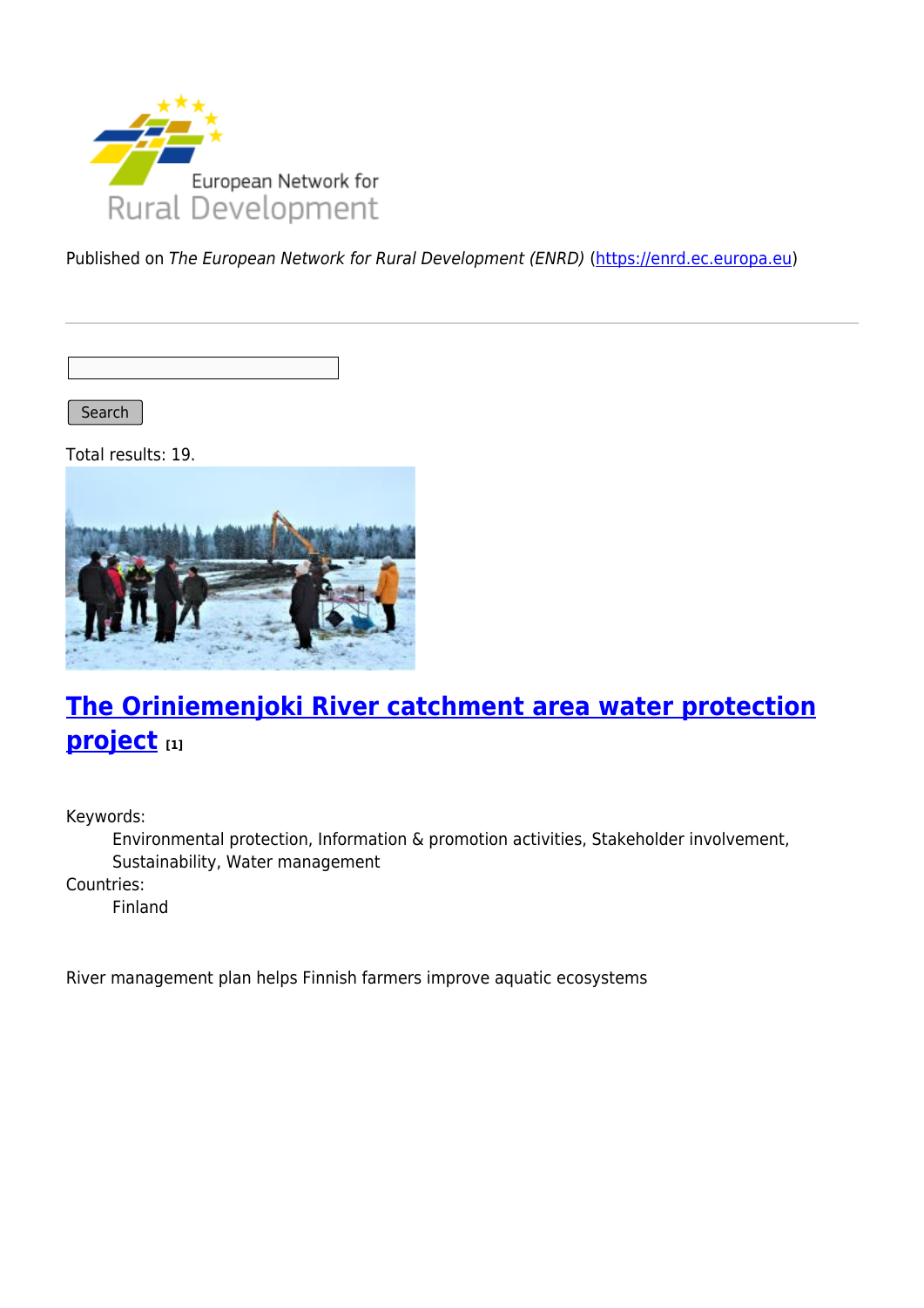Published on *The European Network for Rural Development (ENRD)* (https://enrd.ec.europa.eu)

Search

Total results: 19.

## The Oriniemenjoki River catchment area water protection project [1]

Keywords:
: Environmental protection, Information & promotion activities, Stakeholder involvement, Sustainability, Water management

Countries:
: Finland

River management plan helps Finnish farmers improve aquatic ecosystems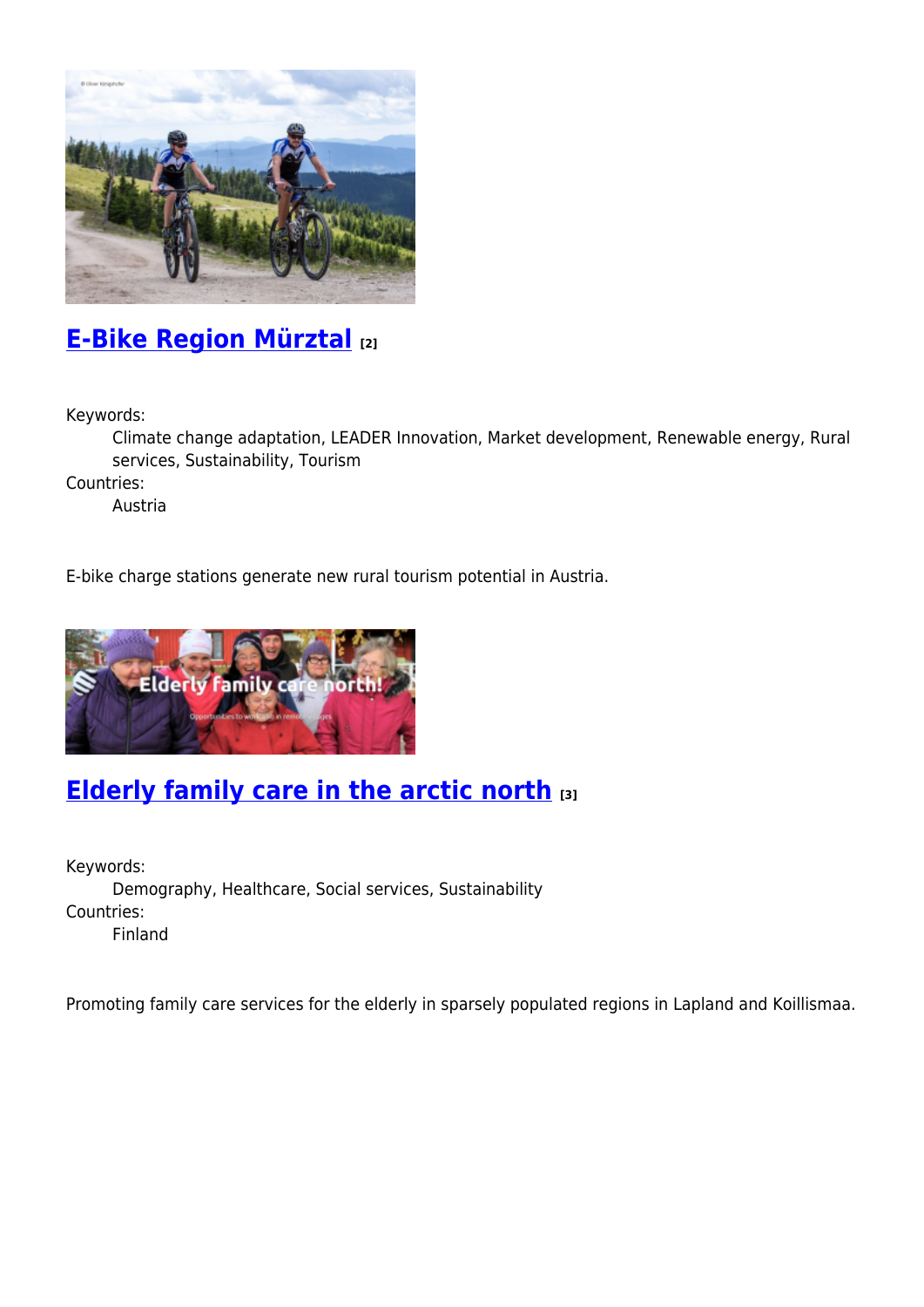## [E-Bike Region Mürztal](#) [2]

Keywords:
: Climate change adaptation, LEADER Innovation, Market development, Renewable energy, Rural services, Sustainability, Tourism

Countries:
: Austria

E-bike charge stations generate new rural tourism potential in Austria.

## [Elderly family care in the arctic north](#) [3]

Keywords:
: Demography, Healthcare, Social services, Sustainability

Countries:
: Finland

Promoting family care services for the elderly in sparsely populated regions in Lapland and Koillismaa.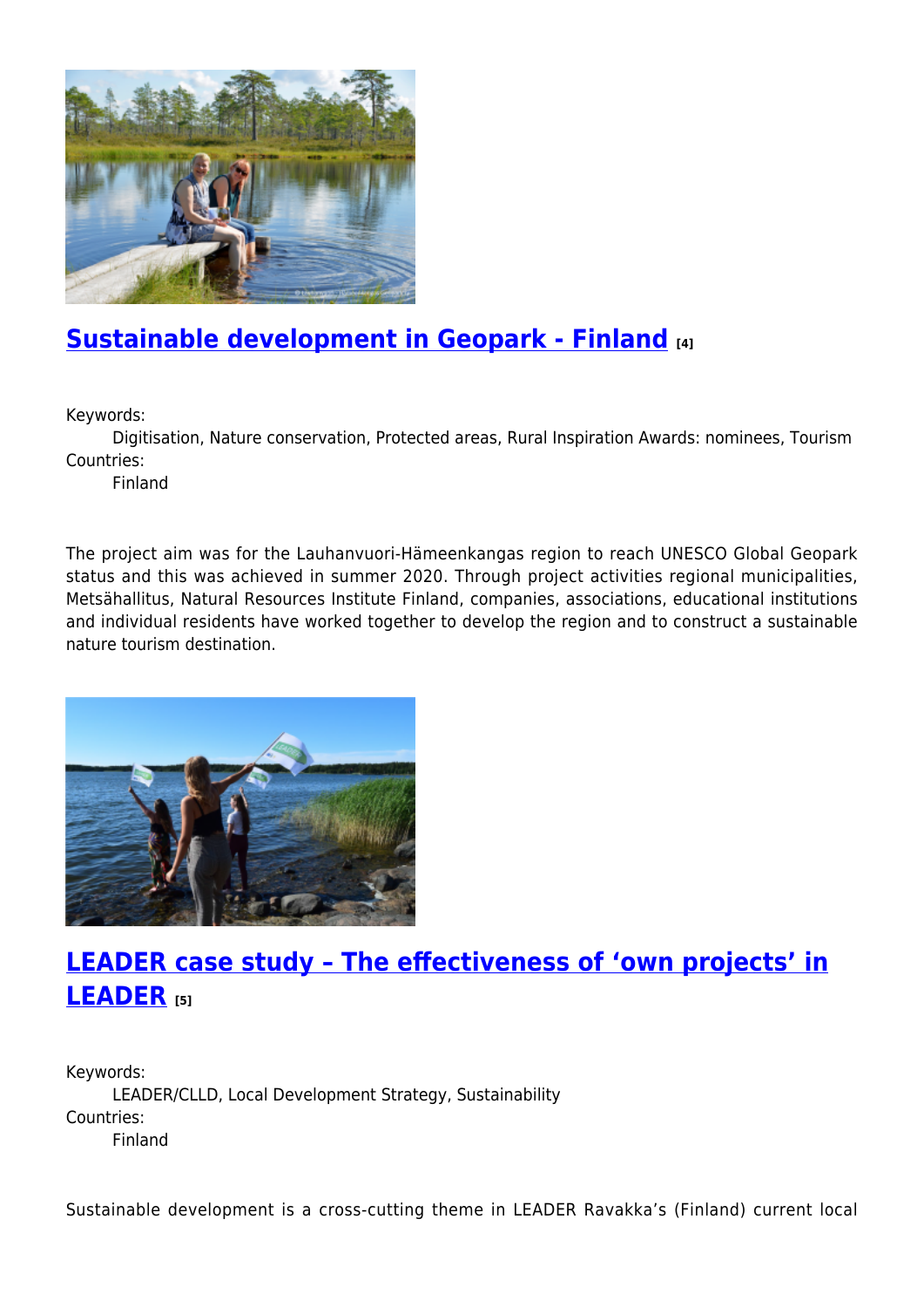## Sustainable development in Geopark - Finland [4]

Keywords:
Digitisation, Nature conservation, Protected areas, Rural Inspiration Awards: nominees, Tourism

Countries:
Finland

The project aim was for the Lauhanvuori-Hämeenkangas region to reach UNESCO Global Geopark status and this was achieved in summer 2020. Through project activities regional municipalities, Metsähallitus, Natural Resources Institute Finland, companies, associations, educational institutions and individual residents have worked together to develop the region and to construct a sustainable nature tourism destination.

## LEADER case study – The effectiveness of 'own projects' in LEADER [5]

Keywords:
LEADER/CLLD, Local Development Strategy, Sustainability

Countries:
Finland

Sustainable development is a cross-cutting theme in LEADER Ravakka's (Finland) current local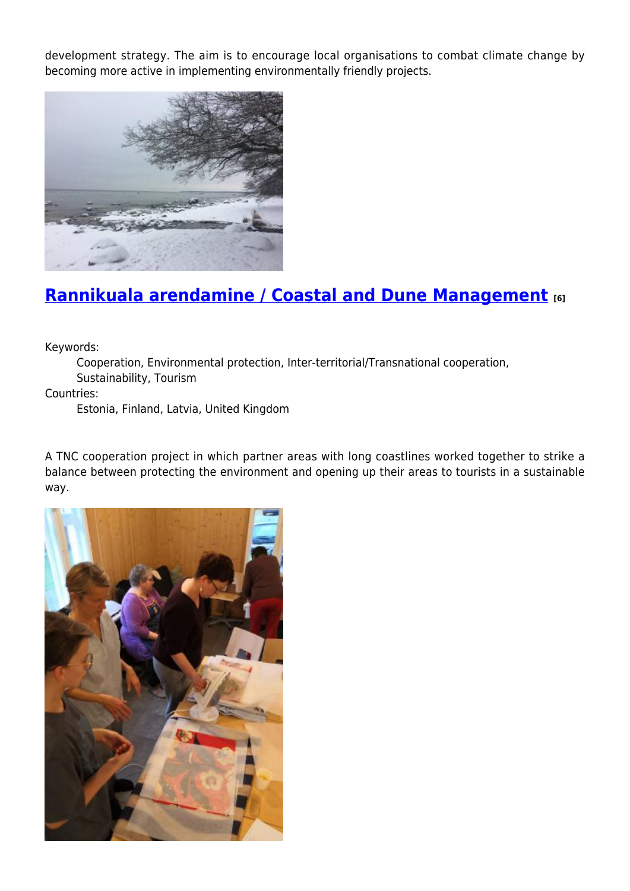development strategy. The aim is to encourage local organisations to combat climate change by becoming more active in implementing environmentally friendly projects.

## Rannikuala arendamine / Coastal and Dune Management [6]

Keywords:

Cooperation, Environmental protection, Inter-territorial/Transnational cooperation, Sustainability, Tourism

Countries:

Estonia, Finland, Latvia, United Kingdom

A TNC cooperation project in which partner areas with long coastlines worked together to strike a balance between protecting the environment and opening up their areas to tourists in a sustainable way.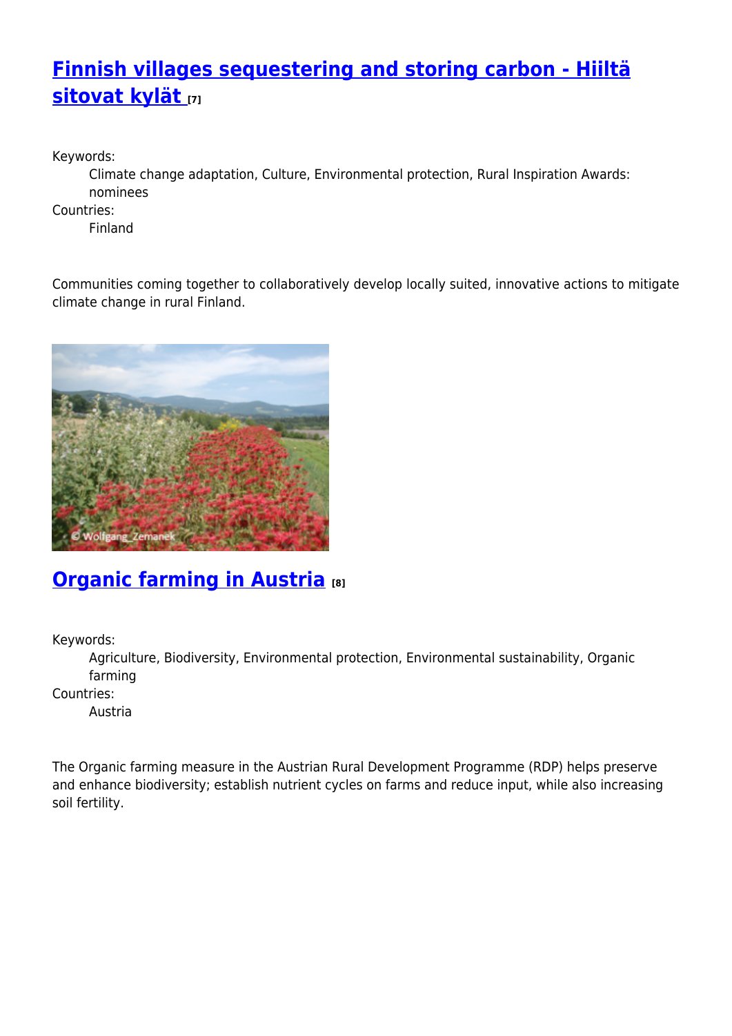## Finnish villages sequestering and storing carbon - Hiiltä sitovat kylät [7]

Keywords:
: Climate change adaptation, Culture, Environmental protection, Rural Inspiration Awards: nominees

Countries:
: Finland

Communities coming together to collaboratively develop locally suited, innovative actions to mitigate climate change in rural Finland.

## Organic farming in Austria [8]

Keywords:
: Agriculture, Biodiversity, Environmental protection, Environmental sustainability, Organic farming

Countries:
: Austria

The Organic farming measure in the Austrian Rural Development Programme (RDP) helps preserve and enhance biodiversity; establish nutrient cycles on farms and reduce input, while also increasing soil fertility.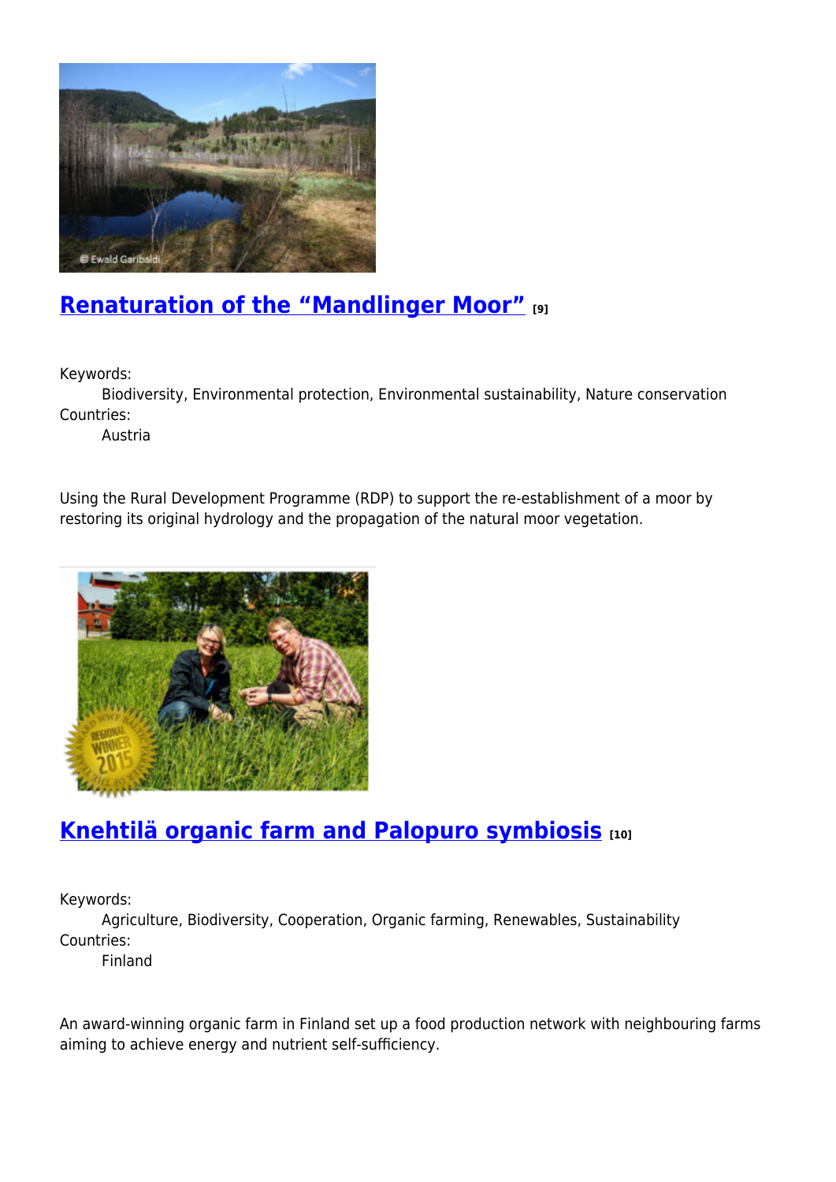## Renaturation of the “Mandlinger Moor” [9]

Keywords:
Biodiversity, Environmental protection, Environmental sustainability, Nature conservation

Countries:
Austria

Using the Rural Development Programme (RDP) to support the re-establishment of a moor by restoring its original hydrology and the propagation of the natural moor vegetation.

## Knehtilä organic farm and Palopuro symbiosis [10]

Keywords:
Agriculture, Biodiversity, Cooperation, Organic farming, Renewables, Sustainability

Countries:
Finland

An award-winning organic farm in Finland set up a food production network with neighbouring farms aiming to achieve energy and nutrient self-sufficiency.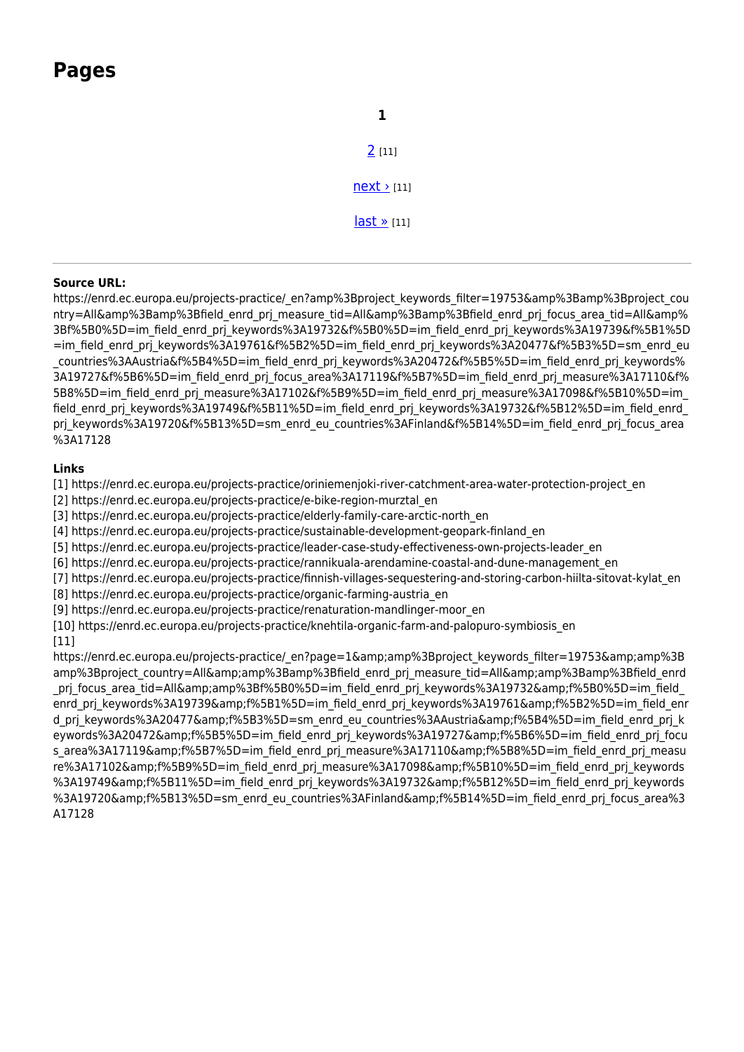# Pages

**1**

2 [11]

next › [11]

last » [11]

---

**Source URL:**
https://enrd.ec.europa.eu/projects-practice/_en?amp%3Bproject_keywords_filter=19753&amp%3Bamp%3Bproject_country=All&amp%3Bamp%3Bfield_enrd_prj_measure_tid=All&amp%3Bamp%3Bfield_enrd_prj_focus_area_tid=All&amp%3Bf%5B0%5D=im_field_enrd_prj_keywords%3A19732&f%5B0%5D=im_field_enrd_prj_keywords%3A19739&f%5B1%5D=im_field_enrd_prj_keywords%3A19761&f%5B2%5D=im_field_enrd_prj_keywords%3A20477&f%5B3%5D=sm_enrd_eu_countries%3AAustria&f%5B4%5D=im_field_enrd_prj_keywords%3A20472&f%5B5%5D=im_field_enrd_prj_keywords%3A19727&f%5B6%5D=im_field_enrd_prj_focus_area%3A17119&f%5B7%5D=im_field_enrd_prj_measure%3A17110&f%5B8%5D=im_field_enrd_prj_measure%3A17102&f%5B9%5D=im_field_enrd_prj_measure%3A17098&f%5B10%5D=im_field_enrd_prj_keywords%3A19749&f%5B11%5D=im_field_enrd_prj_keywords%3A19732&f%5B12%5D=im_field_enrd_prj_keywords%3A19720&f%5B13%5D=sm_enrd_eu_countries%3AFinland&f%5B14%5D=im_field_enrd_prj_focus_area%3A17128

**Links**
[1] https://enrd.ec.europa.eu/projects-practice/oriniemenjoki-river-catchment-area-water-protection-project_en
[2] https://enrd.ec.europa.eu/projects-practice/e-bike-region-murztal_en
[3] https://enrd.ec.europa.eu/projects-practice/elderly-family-care-arctic-north_en
[4] https://enrd.ec.europa.eu/projects-practice/sustainable-development-geopark-finland_en
[5] https://enrd.ec.europa.eu/projects-practice/leader-case-study-effectiveness-own-projects-leader_en
[6] https://enrd.ec.europa.eu/projects-practice/rannikuala-arendamine-coastal-and-dune-management_en
[7] https://enrd.ec.europa.eu/projects-practice/finnish-villages-sequestering-and-storing-carbon-hiilta-sitovat-kylat_en
[8] https://enrd.ec.europa.eu/projects-practice/organic-farming-austria_en
[9] https://enrd.ec.europa.eu/projects-practice/renaturation-mandlinger-moor_en
[10] https://enrd.ec.europa.eu/projects-practice/knehtila-organic-farm-and-palopuro-symbiosis_en
[11]
https://enrd.ec.europa.eu/projects-practice/_en?page=1&amp;amp%3Bproject_keywords_filter=19753&amp;amp%3Bamp%3Bproject_country=All&amp;amp%3Bamp%3Bfield_enrd_prj_measure_tid=All&amp;amp%3Bamp%3Bfield_enrd_prj_focus_area_tid=All&amp;amp%3Bf%5B0%5D=im_field_enrd_prj_keywords%3A19732&amp;f%5B0%5D=im_field_enrd_prj_keywords%3A19739&amp;f%5B1%5D=im_field_enrd_prj_keywords%3A19761&amp;f%5B2%5D=im_field_enrd_prj_keywords%3A20477&amp;f%5B3%5D=sm_enrd_eu_countries%3AAustria&amp;f%5B4%5D=im_field_enrd_prj_keywords%3A20472&amp;f%5B5%5D=im_field_enrd_prj_keywords%3A19727&amp;f%5B6%5D=im_field_enrd_prj_focus_area%3A17119&amp;f%5B7%5D=im_field_enrd_prj_measure%3A17110&amp;f%5B8%5D=im_field_enrd_prj_measure%3A17102&amp;f%5B9%5D=im_field_enrd_prj_measure%3A17098&amp;f%5B10%5D=im_field_enrd_prj_keywords%3A19749&amp;f%5B11%5D=im_field_enrd_prj_keywords%3A19732&amp;f%5B12%5D=im_field_enrd_prj_keywords%3A19720&amp;f%5B13%5D=sm_enrd_eu_countries%3AFinland&amp;f%5B14%5D=im_field_enrd_prj_focus_area%3A17128